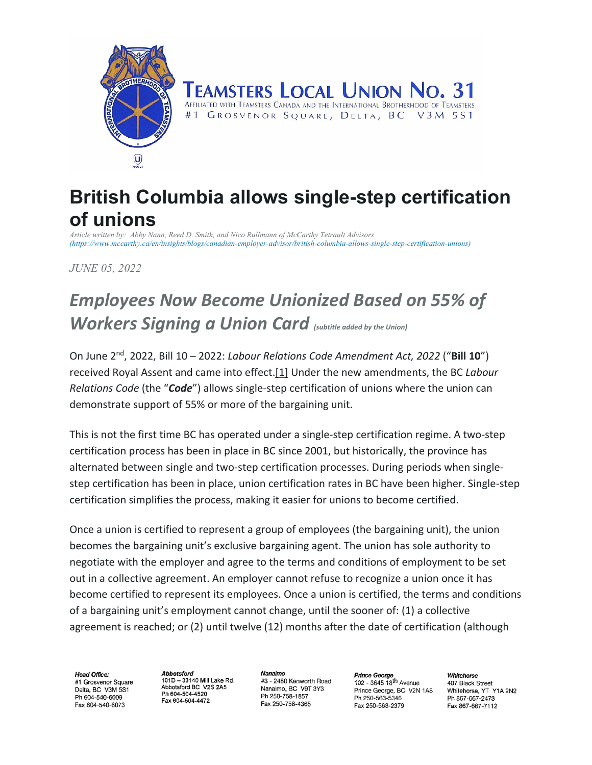# British Columbia allows single-step certification of unions

*Article written by: Abby Nann, Reed D. Smith, and Nico Rullmann of McCarthy Tetrault Advisors (https://www.mccarthy.ca/en/insights/blogs/canadian-employer-advisor/british-columbia-allows-single-step-certification-unions)*

*JUNE 05, 2022*

## *Employees Now Become Unionized Based on 55% of Workers Signing a Union Card* *(subtitle added by the Union)*

On June 2nd, 2022, Bill 10 – 2022: *Labour Relations Code Amendment Act, 2022* ("**Bill 10**") received Royal Assent and came into effect.[1] Under the new amendments, the BC *Labour Relations Code* (the "***Code***") allows single-step certification of unions where the union can demonstrate support of 55% or more of the bargaining unit.

This is not the first time BC has operated under a single-step certification regime. A two-step certification process has been in place in BC since 2001, but historically, the province has alternated between single and two-step certification processes. During periods when single-step certification has been in place, union certification rates in BC have been higher. Single-step certification simplifies the process, making it easier for unions to become certified.

Once a union is certified to represent a group of employees (the bargaining unit), the union becomes the bargaining unit's exclusive bargaining agent. The union has sole authority to negotiate with the employer and agree to the terms and conditions of employment to be set out in a collective agreement. An employer cannot refuse to recognize a union once it has become certified to represent its employees. Once a union is certified, the terms and conditions of a bargaining unit's employment cannot change, until the sooner of: (1) a collective agreement is reached; or (2) until twelve (12) months after the date of certification (although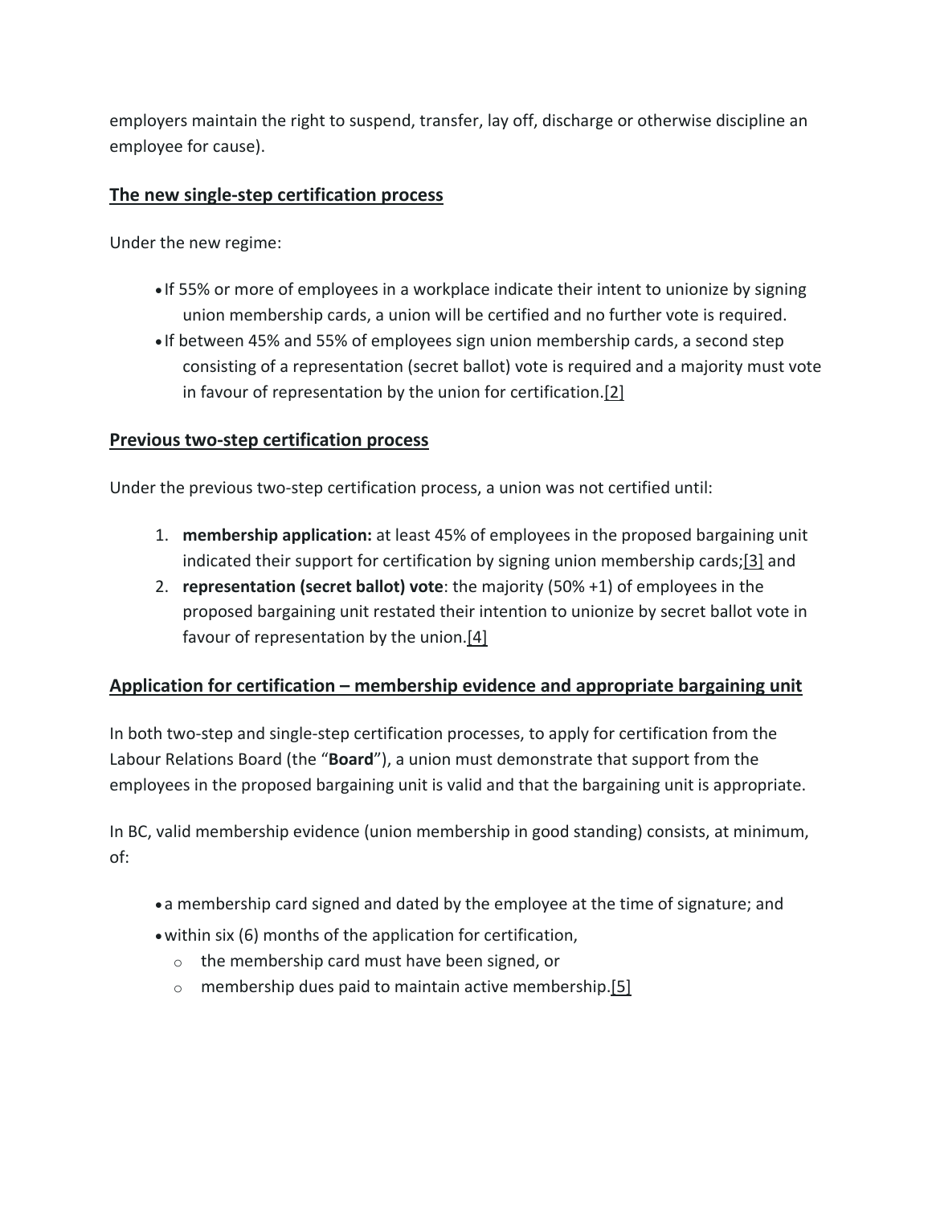employers maintain the right to suspend, transfer, lay off, discharge or otherwise discipline an employee for cause).

## The new single-step certification process

Under the new regime:

- If 55% or more of employees in a workplace indicate their intent to unionize by signing union membership cards, a union will be certified and no further vote is required.
- If between 45% and 55% of employees sign union membership cards, a second step consisting of a representation (secret ballot) vote is required and a majority must vote in favour of representation by the union for certification.[2]

## Previous two-step certification process

Under the previous two-step certification process, a union was not certified until:

1. **membership application:** at least 45% of employees in the proposed bargaining unit indicated their support for certification by signing union membership cards;[3] and
2. **representation (secret ballot) vote**: the majority (50% +1) of employees in the proposed bargaining unit restated their intention to unionize by secret ballot vote in favour of representation by the union.[4]

## Application for certification – membership evidence and appropriate bargaining unit

In both two-step and single-step certification processes, to apply for certification from the Labour Relations Board (the "**Board**"), a union must demonstrate that support from the employees in the proposed bargaining unit is valid and that the bargaining unit is appropriate.

In BC, valid membership evidence (union membership in good standing) consists, at minimum, of:

- a membership card signed and dated by the employee at the time of signature; and
- within six (6) months of the application for certification,
  - the membership card must have been signed, or
  - membership dues paid to maintain active membership.[5]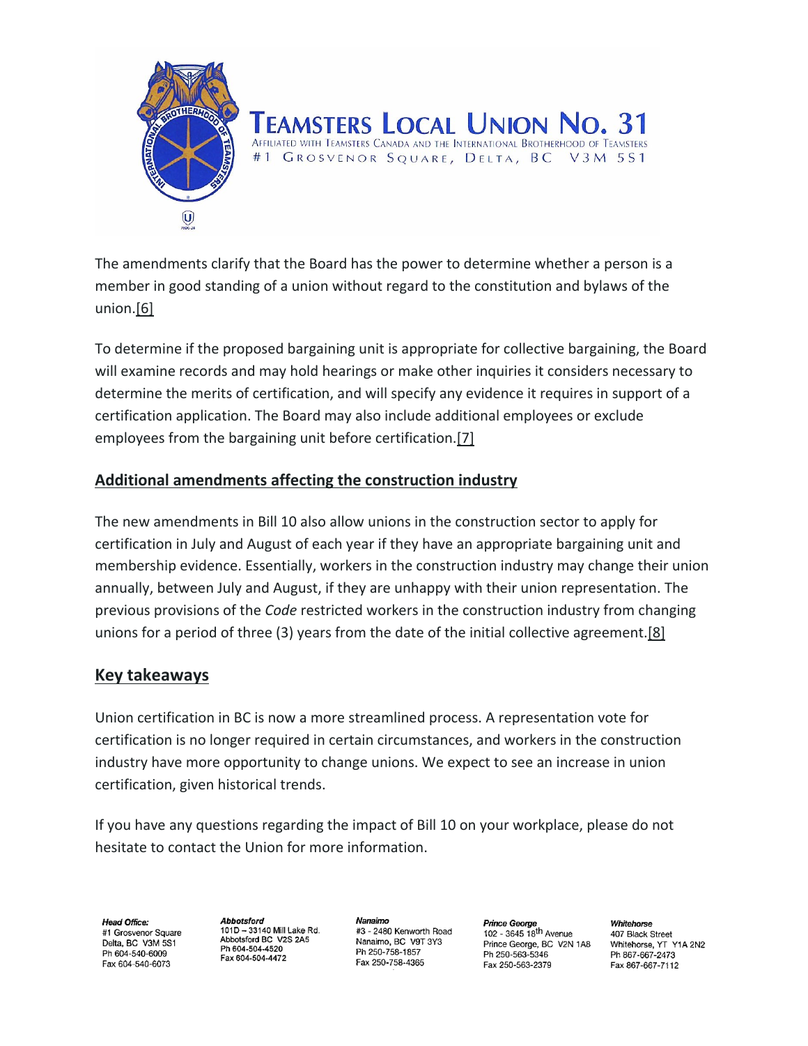The amendments clarify that the Board has the power to determine whether a person is a member in good standing of a union without regard to the constitution and bylaws of the union.[6]

To determine if the proposed bargaining unit is appropriate for collective bargaining, the Board will examine records and may hold hearings or make other inquiries it considers necessary to determine the merits of certification, and will specify any evidence it requires in support of a certification application. The Board may also include additional employees or exclude employees from the bargaining unit before certification.[7]

## Additional amendments affecting the construction industry

The new amendments in Bill 10 also allow unions in the construction sector to apply for certification in July and August of each year if they have an appropriate bargaining unit and membership evidence. Essentially, workers in the construction industry may change their union annually, between July and August, if they are unhappy with their union representation. The previous provisions of the *Code* restricted workers in the construction industry from changing unions for a period of three (3) years from the date of the initial collective agreement.[8]

## Key takeaways

Union certification in BC is now a more streamlined process. A representation vote for certification is no longer required in certain circumstances, and workers in the construction industry have more opportunity to change unions. We expect to see an increase in union certification, given historical trends.

If you have any questions regarding the impact of Bill 10 on your workplace, please do not hesitate to contact the Union for more information.